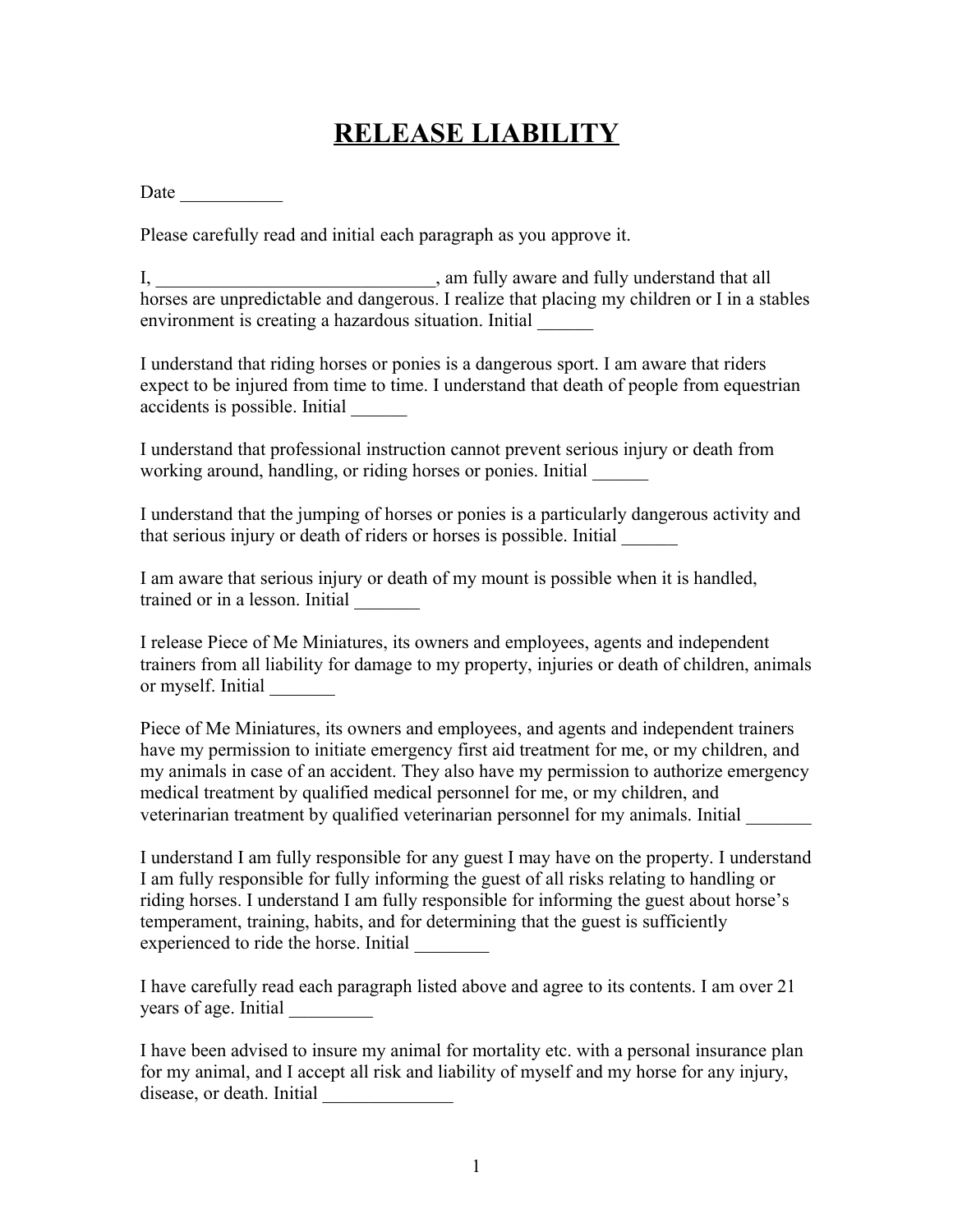# RELEASE LIABILITY

Date ___________

Please carefully read and initial each paragraph as you approve it.

I, ______________________________, am fully aware and fully understand that all horses are unpredictable and dangerous. I realize that placing my children or I in a stables environment is creating a hazardous situation. Initial ______

I understand that riding horses or ponies is a dangerous sport. I am aware that riders expect to be injured from time to time. I understand that death of people from equestrian accidents is possible. Initial ______

I understand that professional instruction cannot prevent serious injury or death from working around, handling, or riding horses or ponies. Initial ______

I understand that the jumping of horses or ponies is a particularly dangerous activity and that serious injury or death of riders or horses is possible. Initial ______

I am aware that serious injury or death of my mount is possible when it is handled, trained or in a lesson. Initial _______

I release Piece of Me Miniatures, its owners and employees, agents and independent trainers from all liability for damage to my property, injuries or death of children, animals or myself. Initial _______

Piece of Me Miniatures, its owners and employees, and agents and independent trainers have my permission to initiate emergency first aid treatment for me, or my children, and my animals in case of an accident. They also have my permission to authorize emergency medical treatment by qualified medical personnel for me, or my children, and veterinarian treatment by qualified veterinarian personnel for my animals. Initial _______

I understand I am fully responsible for any guest I may have on the property. I understand I am fully responsible for fully informing the guest of all risks relating to handling or riding horses. I understand I am fully responsible for informing the guest about horse's temperament, training, habits, and for determining that the guest is sufficiently experienced to ride the horse. Initial ________

I have carefully read each paragraph listed above and agree to its contents. I am over 21 years of age. Initial _________

I have been advised to insure my animal for mortality etc. with a personal insurance plan for my animal, and I accept all risk and liability of myself and my horse for any injury, disease, or death. Initial ______________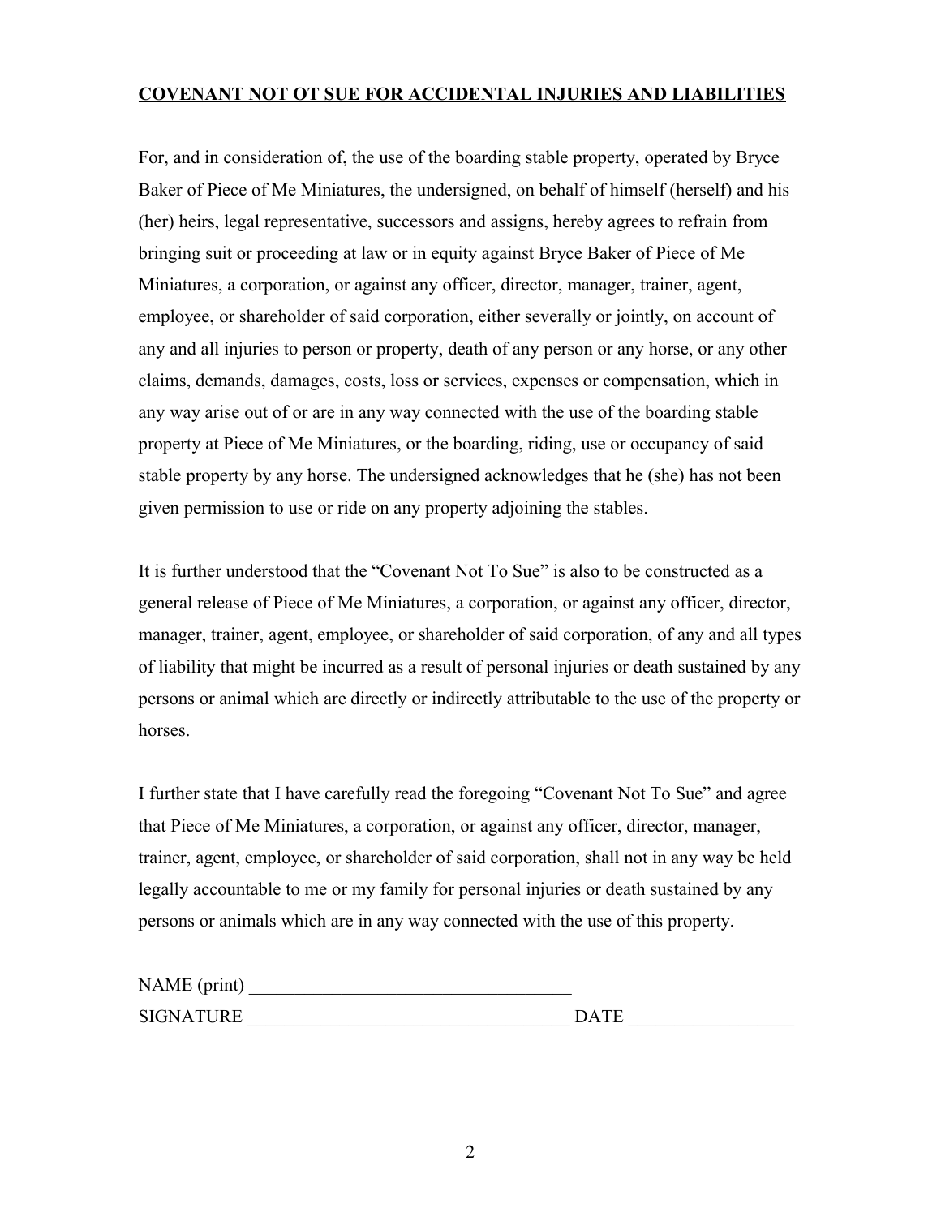**COVENANT NOT OT SUE FOR ACCIDENTAL INJURIES AND LIABILITIES**

For, and in consideration of, the use of the boarding stable property, operated by Bryce Baker of Piece of Me Miniatures, the undersigned, on behalf of himself (herself) and his (her) heirs, legal representative, successors and assigns, hereby agrees to refrain from bringing suit or proceeding at law or in equity against Bryce Baker of Piece of Me Miniatures, a corporation, or against any officer, director, manager, trainer, agent, employee, or shareholder of said corporation, either severally or jointly, on account of any and all injuries to person or property, death of any person or any horse, or any other claims, demands, damages, costs, loss or services, expenses or compensation, which in any way arise out of or are in any way connected with the use of the boarding stable property at Piece of Me Miniatures, or the boarding, riding, use or occupancy of said stable property by any horse. The undersigned acknowledges that he (she) has not been given permission to use or ride on any property adjoining the stables.

It is further understood that the "Covenant Not To Sue" is also to be constructed as a general release of Piece of Me Miniatures, a corporation, or against any officer, director, manager, trainer, agent, employee, or shareholder of said corporation, of any and all types of liability that might be incurred as a result of personal injuries or death sustained by any persons or animal which are directly or indirectly attributable to the use of the property or horses.

I further state that I have carefully read the foregoing "Covenant Not To Sue" and agree that Piece of Me Miniatures, a corporation, or against any officer, director, manager, trainer, agent, employee, or shareholder of said corporation, shall not in any way be held legally accountable to me or my family for personal injuries or death sustained by any persons or animals which are in any way connected with the use of this property.

NAME (print) ___________________________________

SIGNATURE ___________________________________ DATE __________________